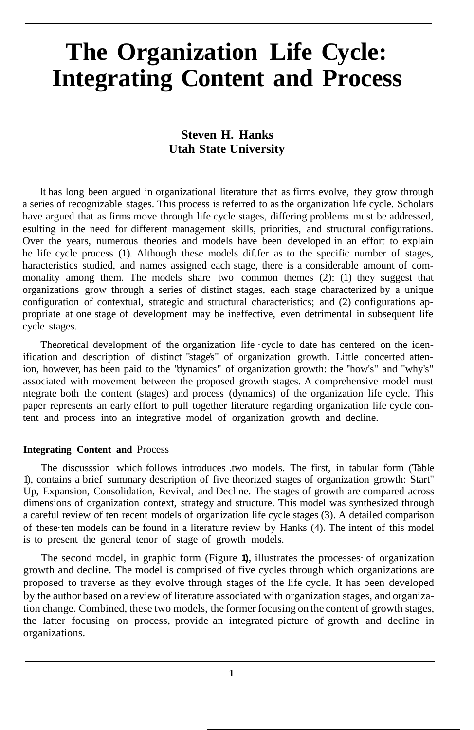# The Organization Life Cycle: Integrating Content and Process

**Steven H. Hanks**
**Utah State University**

It has long been argued in organizational literature that as firms evolve, they grow through a series of recognizable stages. This process is referred to as the organization life cycle. Scholars have argued that as firms move through life cycle stages, differing problems must be addressed, esulting in the need for different management skills, priorities, and structural configurations. Over the years, numerous theories and models have been developed in an effort to explain he life cycle process (1). Although these models dif.fer as to the specific number of stages, haracteristics studied, and names assigned each stage, there is a considerable amount of commonality among them. The models share two common themes (2): (1) they suggest that organizations grow through a series of distinct stages, each stage characterized by a unique configuration of contextual, strategic and structural characteristics; and (2) configurations appropriate at one stage of development may be ineffective, even detrimental in subsequent life cycle stages.

Theoretical development of the organization life ·cycle to date has centered on the idenification and description of distinct "stages" of organization growth. Little concerted attenion, however, has been paid to the "dynamics" of organization growth: the "how's" and "why's" associated with movement between the proposed growth stages. A comprehensive model must ntegrate both the content (stages) and process (dynamics) of the organization life cycle. This paper represents an early effort to pull together literature regarding organization life cycle content and process into an integrative model of organization growth and decline.

**Integrating Content and** Process

The discusssion which follows introduces .two models. The first, in tabular form (Table 1), contains a brief summary description of five theorized stages of organization growth: Start" Up, Expansion, Consolidation, Revival, and Decline. The stages of growth are compared across dimensions of organization context, strategy and structure. This model was synthesized through a careful review of ten recent models of organization life cycle stages (3). A detailed comparison of these·ten models can be found in a literature review by Hanks (4). The intent of this model is to present the general tenor of stage of growth models.

The second model, in graphic form (Figure **1),** illustrates the processes· of organization growth and decline. The model is comprised of five cycles through which organizations are proposed to traverse as they evolve through stages of the life cycle. It has been developed by the author based on a review of literature associated with organization stages, and organization change. Combined, these two models, the former focusing on the content of growth stages, the latter focusing on process, provide an integrated picture of growth and decline in organizations.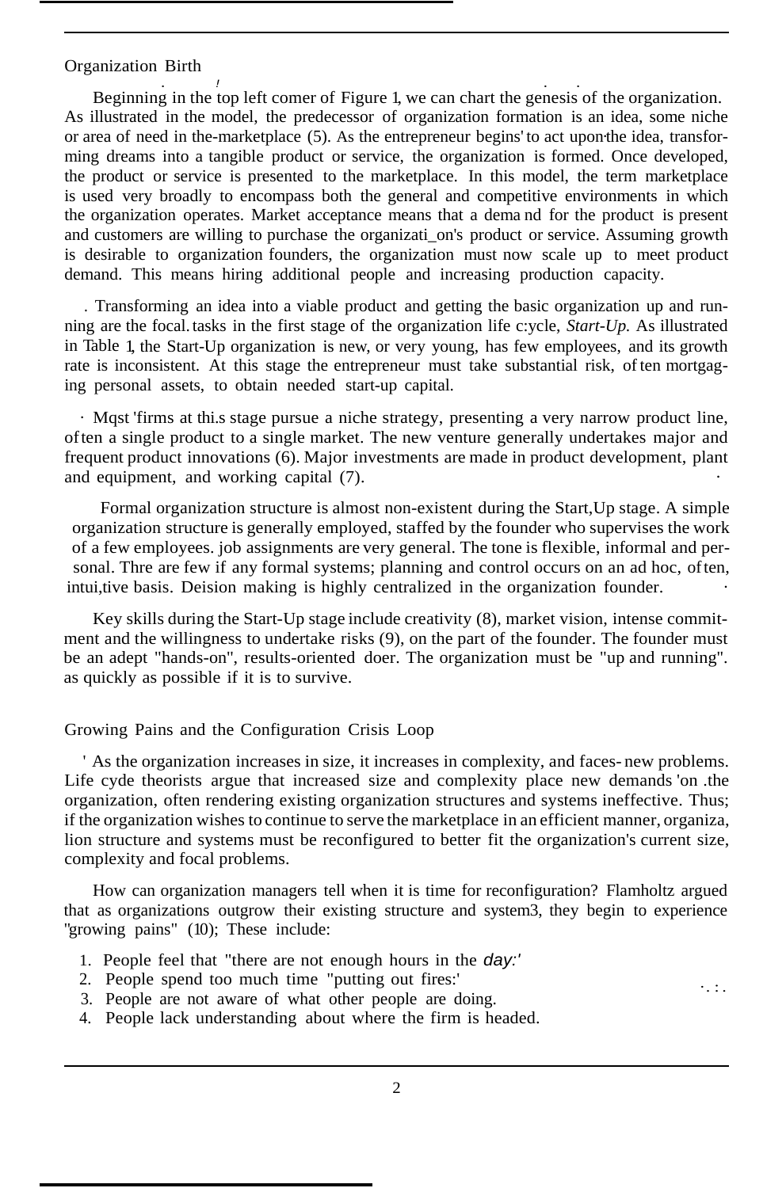## Organization Birth

Beginning in the top left comer of Figure 1, we can chart the genesis of the organization. As illustrated in the model, the predecessor of organization formation is an idea, some niche or area of need in the-marketplace (5). As the entrepreneur begins' to act upon the idea, transforming dreams into a tangible product or service, the organization is formed. Once developed, the product or service is presented to the marketplace. In this model, the term marketplace is used very broadly to encompass both the general and competitive environments in which the organization operates. Market acceptance means that a dema nd for the product is present and customers are willing to purchase the organizati_on's product or service. Assuming growth is desirable to organization founders, the organization must now scale up to meet product demand. This means hiring additional people and increasing production capacity.

Transforming an idea into a viable product and getting the basic organization up and running are the focal. tasks in the first stage of the organization life c:ycle, *Start-Up.* As illustrated in Table 1, the Start-Up organization is new, or very young, has few employees, and its growth rate is inconsistent. At this stage the entrepreneur must take substantial risk, of ten mortgaging personal assets, to obtain needed start-up capital.

Mqst 'firms at thi.s stage pursue a niche strategy, presenting a very narrow product line, often a single product to a single market. The new venture generally undertakes major and frequent product innovations (6). Major investments are made in product development, plant and equipment, and working capital (7).

Formal organization structure is almost non-existent during the Start,Up stage. A simple organization structure is generally employed, staffed by the founder who supervises the work of a few employees. job assignments are very general. The tone is flexible, informal and personal. Thre are few if any formal systems; planning and control occurs on an ad hoc, often, intui,tive basis. Deision making is highly centralized in the organization founder.

Key skills during the Start-Up stage include creativity (8), market vision, intense commitment and the willingness to undertake risks (9), on the part of the founder. The founder must be an adept "hands-on", results-oriented doer. The organization must be "up and running". as quickly as possible if it is to survive.

## Growing Pains and the Configuration Crisis Loop

As the organization increases in size, it increases in complexity, and faces- new problems. Life cyde theorists argue that increased size and complexity place new demands 'on .the organization, often rendering existing organization structures and systems ineffective. Thus; if the organization wishes to continue to serve the marketplace in an efficient manner, organiza, lion structure and systems must be reconfigured to better fit the organization's current size, complexity and focal problems.

How can organization managers tell when it is time for reconfiguration? Flamholtz argued that as organizations outgrow their existing structure and system3, they begin to experience "growing pains" (10); These include:

1. People feel that "there are not enough hours in the day:'
2. People spend too much time "putting out fires:'
3. People are not aware of what other people are doing.
4. People lack understanding about where the firm is headed.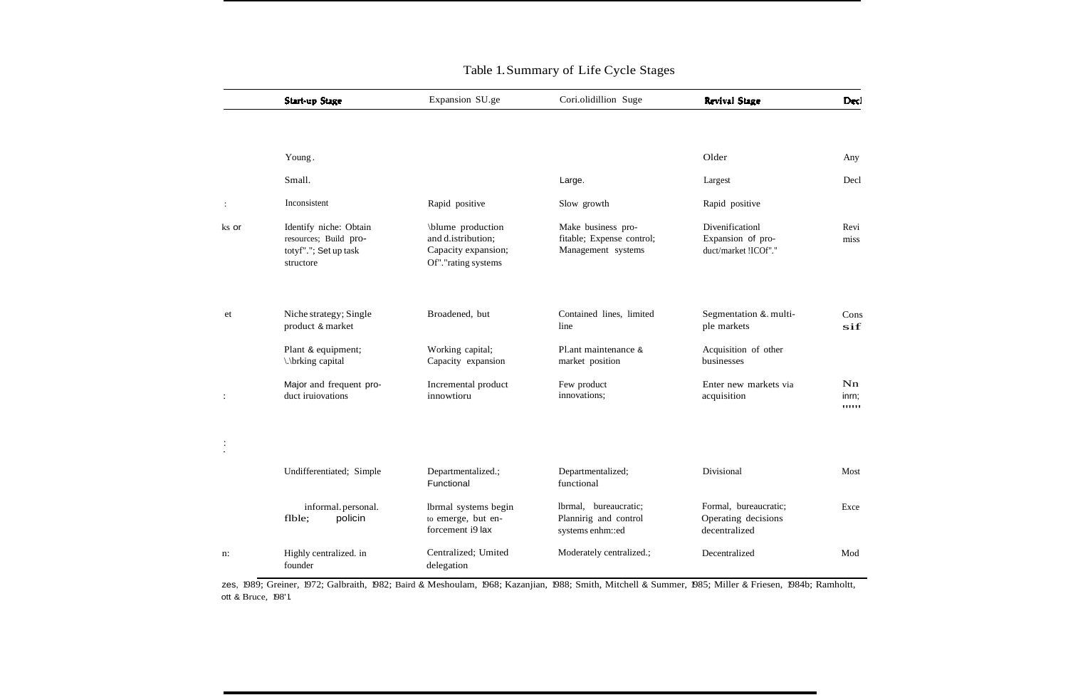Table 1. Summary of Life Cycle Stages

| | Start-up Stage | Expansion SU.ge | Cori.olidillion Suge | Revival Stage | Decl |
|---|---|---|---|---|---|
| | | | | | |
| | Young. | | | Older | Any |
| | Small. | | Large. | Largest | Decl |
| : | Inconsistent | Rapid positive | Slow growth | Rapid positive | |
| ks or | Identify niche: Obtain resources; Build pro-totyf"."; Set up task structore | \blume production and d.istribution; Capacity expansion; Of"."rating systems | Make business pro-fitable; Expense control; Management systems | Divenificationl Expansion of pro-duct/market !ICOf"." | Revi miss |
| et | Niche strategy; Single product & market | Broadened, but | Contained lines, limited line | Segmentation &. multi-ple markets | Cons sif |
| | Plant & equipment; \.\brking capital | Working capital; Capacity expansion | Pl.ant maintenance & market position | Acquisition of other businesses | |
| : | Major and frequent pro-duct iruiovations | Incremental product innowtioru | Few product innovations; | Enter new markets via acquisition | Nn inrn; '''''' |
| : | | | | | |
| | Undifferentiated; Simple | Departmentalized.; Functional | Departmentalized; functional | Divisional | Most |
| | informal. personal. flble; policin | lbrmal systems begin to emerge, but en-forcement i9 lax | lbrmal, bureaucratic; Plannirig and control systems enhm::ed | Formal, bureaucratic; Operating decisions decentralized | Exce |
| n: | Highly centralized. in founder | Centralized; Umited delegation | Moderately centralized.; | Decentralized | Mod |

zes, 1989; Greiner, 1972; Galbraith, 1982; Baird & Meshoulam, 1968; Kazanjian, 1988; Smith, Mitchell & Summer, 1985; Miller & Friesen, 1984b; Ramholtt, ott & Bruce, 198'1.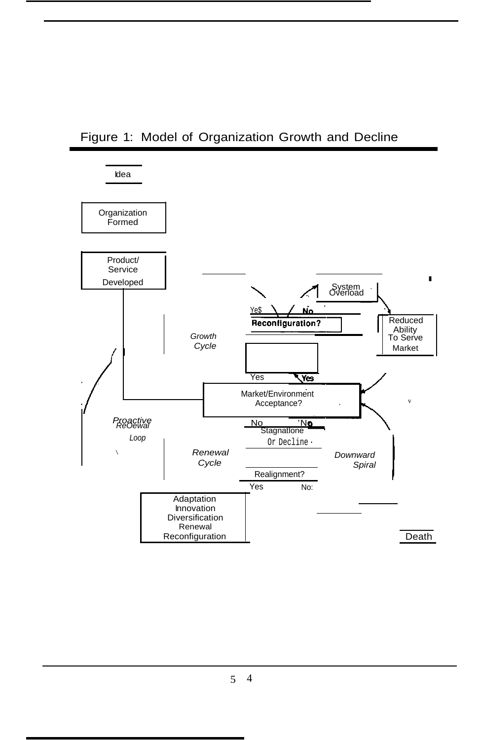Figure 1: Model of Organization Growth and Decline

Idea

Organization Formed

Product/ Service Developed

System Overload

Yes No

Reconfiguration?

Reduced Ability To Serve Market

Growth Cycle

Yes Yes

Market/Environment Acceptance?

Proactive Renewal Loop

No No

Stagnation Or Decline

Renewal Cycle

Downward Spiral

Realignment?

Yes No

Adaptation Innovation Diversification Renewal Reconfiguration

Death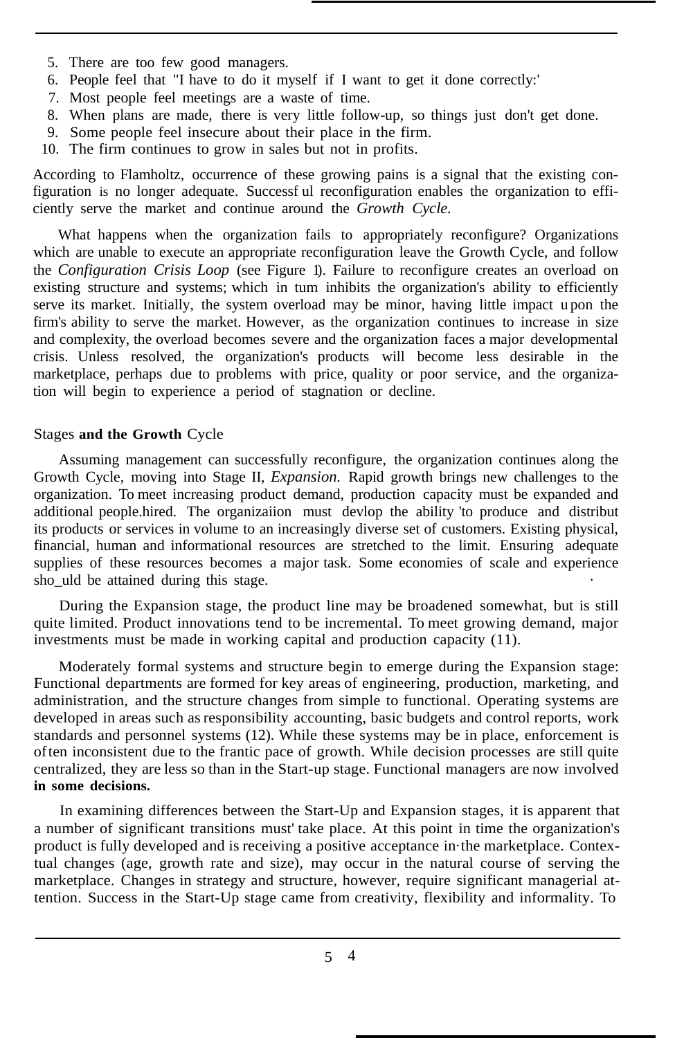5. There are too few good managers.
6. People feel that "I have to do it myself if I want to get it done correctly.'
7. Most people feel meetings are a waste of time.
8. When plans are made, there is very little follow-up, so things just don't get done.
9. Some people feel insecure about their place in the firm.
10. The firm continues to grow in sales but not in profits.

According to Flamholtz, occurrence of these growing pains is a signal that the existing configuration is no longer adequate. Successful reconfiguration enables the organization to efficiently serve the market and continue around the *Growth Cycle.*

What happens when the organization fails to appropriately reconfigure? Organizations which are unable to execute an appropriate reconfiguration leave the Growth Cycle, and follow the *Configuration Crisis Loop* (see Figure 1). Failure to reconfigure creates an overload on existing structure and systems; which in tum inhibits the organization's ability to efficiently serve its market. Initially, the system overload may be minor, having little impact upon the firm's ability to serve the market. However, as the organization continues to increase in size and complexity, the overload becomes severe and the organization faces a major developmental crisis. Unless resolved, the organization's products will become less desirable in the marketplace, perhaps due to problems with price, quality or poor service, and the organization will begin to experience a period of stagnation or decline.

## Stages **and the Growth** Cycle

Assuming management can successfully reconfigure, the organization continues along the Growth Cycle, moving into Stage II, *Expansion.* Rapid growth brings new challenges to the organization. To meet increasing product demand, production capacity must be expanded and additional people.hired. The organizaiion must devlop the ability 'to produce and distribut its products or services in volume to an increasingly diverse set of customers. Existing physical, financial, human and informational resources are stretched to the limit. Ensuring adequate supplies of these resources becomes a major task. Some economies of scale and experience sho_uld be attained during this stage.

During the Expansion stage, the product line may be broadened somewhat, but is still quite limited. Product innovations tend to be incremental. To meet growing demand, major investments must be made in working capital and production capacity (11).

Moderately formal systems and structure begin to emerge during the Expansion stage: Functional departments are formed for key areas of engineering, production, marketing, and administration, and the structure changes from simple to functional. Operating systems are developed in areas such as responsibility accounting, basic budgets and control reports, work standards and personnel systems (12). While these systems may be in place, enforcement is often inconsistent due to the frantic pace of growth. While decision processes are still quite centralized, they are less so than in the Start-up stage. Functional managers are now involved **in some decisions.**

In examining differences between the Start-Up and Expansion stages, it is apparent that a number of significant transitions must' take place. At this point in time the organization's product is fully developed and is receiving a positive acceptance in·the marketplace. Contextual changes (age, growth rate and size), may occur in the natural course of serving the marketplace. Changes in strategy and structure, however, require significant managerial attention. Success in the Start-Up stage came from creativity, flexibility and informality. To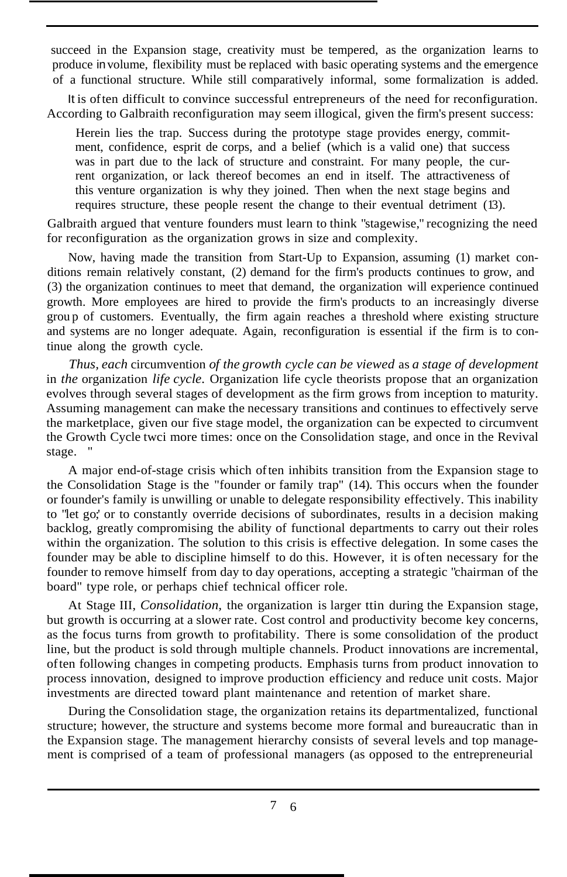succeed in the Expansion stage, creativity must be tempered, as the organization learns to produce in volume, flexibility must be replaced with basic operating systems and the emergence of a functional structure. While still comparatively informal, some formalization is added.

It is often difficult to convince successful entrepreneurs of the need for reconfiguration. According to Galbraith reconfiguration may seem illogical, given the firm's present success:

> Herein lies the trap. Success during the prototype stage provides energy, commitment, confidence, esprit de corps, and a belief (which is a valid one) that success was in part due to the lack of structure and constraint. For many people, the current organization, or lack thereof becomes an end in itself. The attractiveness of this venture organization is why they joined. Then when the next stage begins and requires structure, these people resent the change to their eventual detriment (13).

Galbraith argued that venture founders must learn to think "stagewise," recognizing the need for reconfiguration as the organization grows in size and complexity.

Now, having made the transition from Start-Up to Expansion, assuming (1) market conditions remain relatively constant, (2) demand for the firm's products continues to grow, and (3) the organization continues to meet that demand, the organization will experience continued growth. More employees are hired to provide the firm's products to an increasingly diverse grou p of customers. Eventually, the firm again reaches a threshold where existing structure and systems are no longer adequate. Again, reconfiguration is essential if the firm is to continue along the growth cycle.

*Thus, each* circumvention *of the growth cycle can be viewed* as *a stage of development* in *the* organization *life cycle.* Organization life cycle theorists propose that an organization evolves through several stages of development as the firm grows from inception to maturity. Assuming management can make the necessary transitions and continues to effectively serve the marketplace, given our five stage model, the organization can be expected to circumvent the Growth Cycle twci more times: once on the Consolidation stage, and once in the Revival stage. "

A major end-of-stage crisis which often inhibits transition from the Expansion stage to the Consolidation Stage is the "founder or family trap" (14). This occurs when the founder or founder's family is unwilling or unable to delegate responsibility effectively. This inability to "let go;' or to constantly override decisions of subordinates, results in a decision making backlog, greatly compromising the ability of functional departments to carry out their roles within the organization. The solution to this crisis is effective delegation. In some cases the founder may be able to discipline himself to do this. However, it is often necessary for the founder to remove himself from day to day operations, accepting a strategic "chairman of the board" type role, or perhaps chief technical officer role.

At Stage III, *Consolidation,* the organization is larger ttin during the Expansion stage, but growth is occurring at a slower rate. Cost control and productivity become key concerns, as the focus turns from growth to profitability. There is some consolidation of the product line, but the product is sold through multiple channels. Product innovations are incremental, often following changes in competing products. Emphasis turns from product innovation to process innovation, designed to improve production efficiency and reduce unit costs. Major investments are directed toward plant maintenance and retention of market share.

During the Consolidation stage, the organization retains its departmentalized, functional structure; however, the structure and systems become more formal and bureaucratic than in the Expansion stage. The management hierarchy consists of several levels and top management is comprised of a team of professional managers (as opposed to the entrepreneurial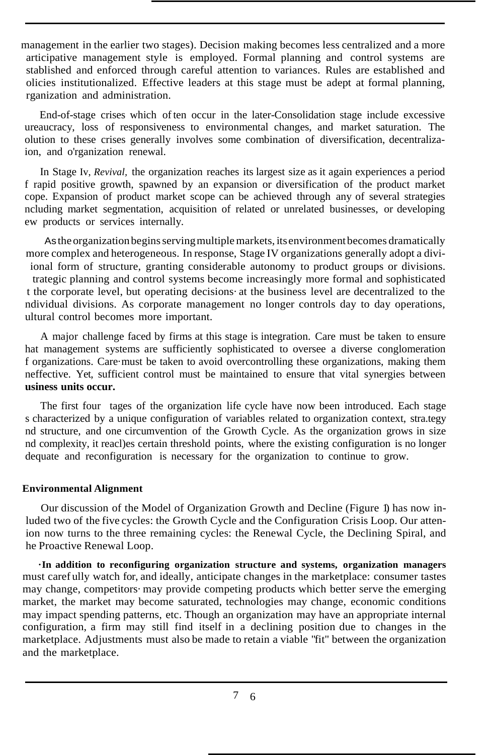management in the earlier two stages). Decision making becomes less centralized and a more articipative management style is employed. Formal planning and control systems are stablished and enforced through careful attention to variances. Rules are established and olicies institutionalized. Effective leaders at this stage must be adept at formal planning, rganization and administration.

End-of-stage crises which often occur in the later-Consolidation stage include excessive ureaucracy, loss of responsiveness to environmental changes, and market saturation. The olution to these crises generally involves some combination of diversification, decentralizaion, and o'rganization renewal.

In Stage Iv, *Revival,* the organization reaches its largest size as it again experiences a period f rapid positive growth, spawned by an expansion or diversification of the product market cope. Expansion of product market scope can be achieved through any of several strategies ncluding market segmentation, acquisition of related or unrelated businesses, or developing ew products or services internally.

As the organization begins serving multiple markets, its environment becomes dramatically more complex and heterogeneous. In response, Stage IV organizations generally adopt a diviional form of structure, granting considerable autonomy to product groups or divisions. trategic planning and control systems become increasingly more formal and sophisticated t the corporate level, but operating decisions· at the business level are decentralized to the ndividual divisions. As corporate management no longer controls day to day operations, ultural control becomes more important.

A major challenge faced by firms at this stage is integration. Care must be taken to ensure hat management systems are sufficiently sophisticated to oversee a diverse conglomeration f organizations. Care·must be taken to avoid overcontrolling these organizations, making them neffective. Yet, sufficient control must be maintained to ensure that vital synergies between **usiness units occur.**

The first four tages of the organization life cycle have now been introduced. Each stage s characterized by a unique configuration of variables related to organization context, stra.tegy nd structure, and one circumvention of the Growth Cycle. As the organization grows in size nd complexity, it reacl)es certain threshold points, where the existing configuration is no longer dequate and reconfiguration is necessary for the organization to continue to grow.

**Environmental Alignment**

Our discussion of the Model of Organization Growth and Decline (Figure 1) has now inluded two of the five cycles: the Growth Cycle and the Configuration Crisis Loop. Our attenion now turns to the three remaining cycles: the Renewal Cycle, the Declining Spiral, and he Proactive Renewal Loop.

**·In addition to reconfiguring organization structure and systems, organization managers** must carefully watch for, and ideally, anticipate changes in the marketplace: consumer tastes may change, competitors· may provide competing products which better serve the emerging market, the market may become saturated, technologies may change, economic conditions may impact spending patterns, etc. Though an organization may have an appropriate internal configuration, a firm may still find itself in a declining position due to changes in the marketplace. Adjustments must also be made to retain a viable "fit" between the organization and the marketplace.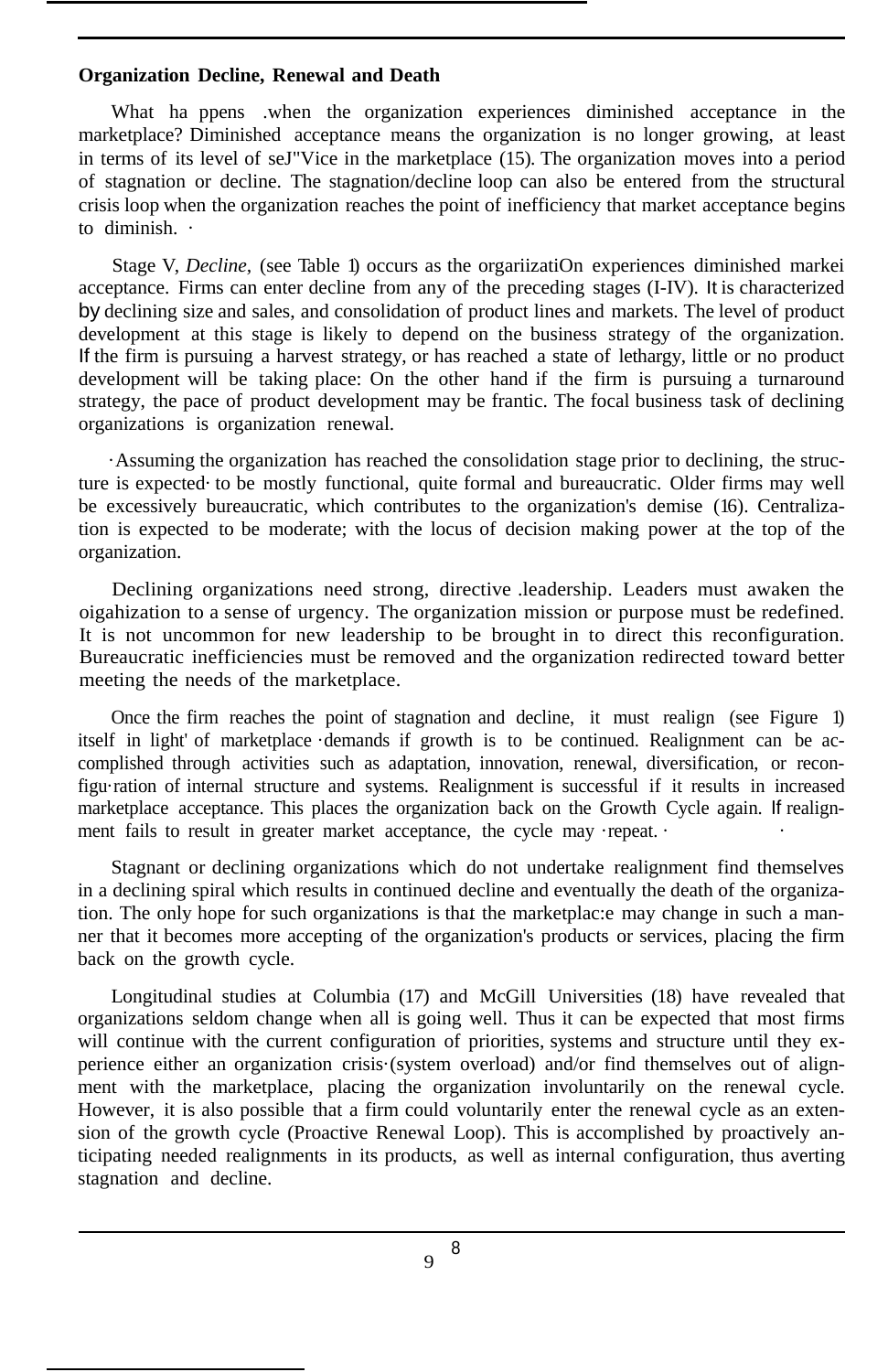**Organization Decline, Renewal and Death**

What happens when the organization experiences diminished acceptance in the marketplace? Diminished acceptance means the organization is no longer growing, at least in terms of its level of seJ"Vice in the marketplace (15). The organization moves into a period of stagnation or decline. The stagnation/decline loop can also be entered from the structural crisis loop when the organization reaches the point of inefficiency that market acceptance begins to diminish.

Stage V, *Decline*, (see Table 1) occurs as the orgariizatiOn experiences diminished markei acceptance. Firms can enter decline from any of the preceding stages (I-IV). It is characterized by declining size and sales, and consolidation of product lines and markets. The level of product development at this stage is likely to depend on the business strategy of the organization. If the firm is pursuing a harvest strategy, or has reached a state of lethargy, little or no product development will be taking place: On the other hand if the firm is pursuing a turnaround strategy, the pace of product development may be frantic. The focal business task of declining organizations is organization renewal.

Assuming the organization has reached the consolidation stage prior to declining, the structure is expected to be mostly functional, quite formal and bureaucratic. Older firms may well be excessively bureaucratic, which contributes to the organization's demise (16). Centralization is expected to be moderate; with the locus of decision making power at the top of the organization.

Declining organizations need strong, directive leadership. Leaders must awaken the oigahization to a sense of urgency. The organization mission or purpose must be redefined. It is not uncommon for new leadership to be brought in to direct this reconfiguration. Bureaucratic inefficiencies must be removed and the organization redirected toward better meeting the needs of the marketplace.

Once the firm reaches the point of stagnation and decline, it must realign (see Figure 1) itself in light of marketplace demands if growth is to be continued. Realignment can be accomplished through activities such as adaptation, innovation, renewal, diversification, or reconfiguration of internal structure and systems. Realignment is successful if it results in increased marketplace acceptance. This places the organization back on the Growth Cycle again. If realignment fails to result in greater market acceptance, the cycle may repeat.

Stagnant or declining organizations which do not undertake realignment find themselves in a declining spiral which results in continued decline and eventually the death of the organization. The only hope for such organizations is that the marketplac:e may change in such a manner that it becomes more accepting of the organization's products or services, placing the firm back on the growth cycle.

Longitudinal studies at Columbia (17) and McGill Universities (18) have revealed that organizations seldom change when all is going well. Thus it can be expected that most firms will continue with the current configuration of priorities, systems and structure until they experience either an organization crisis (system overload) and/or find themselves out of alignment with the marketplace, placing the organization involuntarily on the renewal cycle. However, it is also possible that a firm could voluntarily enter the renewal cycle as an extension of the growth cycle (Proactive Renewal Loop). This is accomplished by proactively anticipating needed realignments in its products, as well as internal configuration, thus averting stagnation and decline.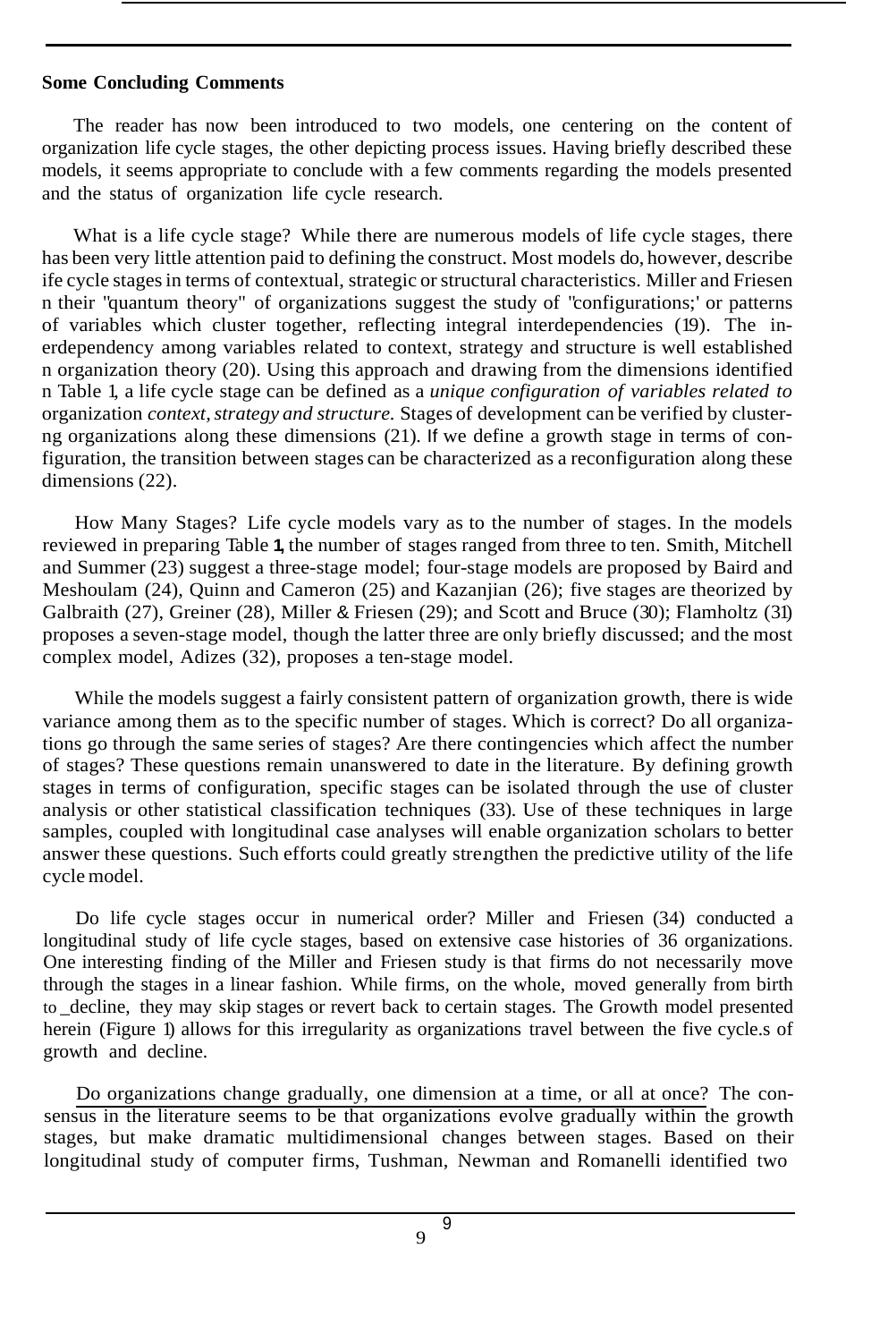**Some Concluding Comments**

The reader has now been introduced to two models, one centering on the content of organization life cycle stages, the other depicting process issues. Having briefly described these models, it seems appropriate to conclude with a few comments regarding the models presented and the status of organization life cycle research.

What is a life cycle stage? While there are numerous models of life cycle stages, there has been very little attention paid to defining the construct. Most models do, however, describe ife cycle stages in terms of contextual, strategic or structural characteristics. Miller and Friesen n their "quantum theory" of organizations suggest the study of "configurations;' or patterns of variables which cluster together, reflecting integral interdependencies (19). The in- erdependency among variables related to context, strategy and structure is well established n organization theory (20). Using this approach and drawing from the dimensions identified n Table 1, a life cycle stage can be defined as a *unique configuration of variables related to* organization *context, strategy and structure.* Stages of development can be verified by cluster- ng organizations along these dimensions (21). If we define a growth stage in terms of con- figuration, the transition between stages can be characterized as a reconfiguration along these dimensions (22).

How Many Stages? Life cycle models vary as to the number of stages. In the models reviewed in preparing Table **1**, the number of stages ranged from three to ten. Smith, Mitchell and Summer (23) suggest a three-stage model; four-stage models are proposed by Baird and Meshoulam (24), Quinn and Cameron (25) and Kazanjian (26); five stages are theorized by Galbraith (27), Greiner (28), Miller & Friesen (29); and Scott and Bruce (30); Flamholtz (31) proposes a seven-stage model, though the latter three are only briefly discussed; and the most complex model, Adizes (32), proposes a ten-stage model.

While the models suggest a fairly consistent pattern of organization growth, there is wide variance among them as to the specific number of stages. Which is correct? Do all organiza- tions go through the same series of stages? Are there contingencies which affect the number of stages? These questions remain unanswered to date in the literature. By defining growth stages in terms of configuration, specific stages can be isolated through the use of cluster analysis or other statistical classification techniques (33). Use of these techniques in large samples, coupled with longitudinal case analyses will enable organization scholars to better answer these questions. Such efforts could greatly strengthen the predictive utility of the life cycle model.

Do life cycle stages occur in numerical order? Miller and Friesen (34) conducted a longitudinal study of life cycle stages, based on extensive case histories of 36 organizations. One interesting finding of the Miller and Friesen study is that firms do not necessarily move through the stages in a linear fashion. While firms, on the whole, moved generally from birth to decline, they may skip stages or revert back to certain stages. The Growth model presented herein (Figure 1) allows for this irregularity as organizations travel between the five cycle.s of growth and decline.

Do organizations change gradually, one dimension at a time, or all at once? The con- sensus in the literature seems to be that organizations evolve gradually within the growth stages, but make dramatic multidimensional changes between stages. Based on their longitudinal study of computer firms, Tushman, Newman and Romanelli identified two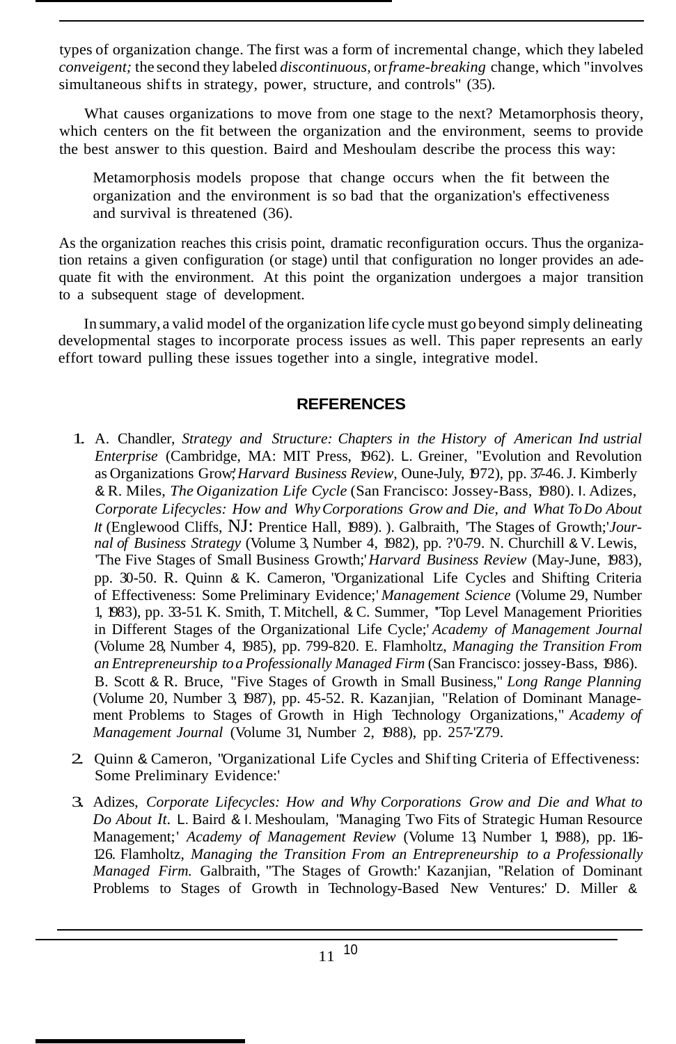types of organization change. The first was a form of incremental change, which they labeled *conveigent;* the second they labeled *discontinuous*, or *frame-breaking* change, which "involves simultaneous shifts in strategy, power, structure, and controls" (35).

What causes organizations to move from one stage to the next? Metamorphosis theory, which centers on the fit between the organization and the environment, seems to provide the best answer to this question. Baird and Meshoulam describe the process this way:

> Metamorphosis models propose that change occurs when the fit between the organization and the environment is so bad that the organization's effectiveness and survival is threatened (36).

As the organization reaches this crisis point, dramatic reconfiguration occurs. Thus the organization retains a given configuration (or stage) until that configuration no longer provides an adequate fit with the environment. At this point the organization undergoes a major transition to a subsequent stage of development.

In summary, a valid model of the organization life cycle must go beyond simply delineating developmental stages to incorporate process issues as well. This paper represents an early effort toward pulling these issues together into a single, integrative model.

## REFERENCES

1. A. Chandler, *Strategy and Structure: Chapters in the History of American Ind ustrial Enterprise* (Cambridge, MA: MIT Press, 1962). L. Greiner, "Evolution and Revolution as Organizations Grow;' *Harvard Business Review,* Oune-July, 1972), pp. 37-46. J. Kimberly & R. Miles, *The Oiganization Life Cycle* (San Francisco: Jossey-Bass, 1980). I. Adizes, *Corporate Lifecycles: How and Why Corporations Grow and Die, and What To Do About It* (Englewood Cliffs, NJ: Prentice Hall, 1989). ). Galbraith, 'The Stages of Growth;' *Journal of Business Strategy* (Volume 3, Number 4, 1982), pp. ?'0-79. N. Churchill & V. Lewis, 'The Five Stages of Small Business Growth;' *Harvard Business Review* (May-June, 1983), pp. 30-50. R. Quinn & K. Cameron, "Organizational Life Cycles and Shifting Criteria of Effectiveness: Some Preliminary Evidence;' *Management Science* (Volume 29, Number 1, 1983), pp. 33-51. K. Smith, T. Mitchell, & C. Summer, "Top Level Management Priorities in Different Stages of the Organizational Life Cycle;' *Academy of Management Journal* (Volume 28, Number 4, 1985), pp. 799-820. E. Flamholtz, *Managing the Transition From an Entrepreneurship to a Professionally Managed Firm* (San Francisco: jossey-Bass, 1986). B. Scott & R. Bruce, "Five Stages of Growth in Small Business," *Long Range Planning* (Volume 20, Number 3, 1987), pp. 45-52. R. Kazanjian, "Relation of Dominant Management Problems to Stages of Growth in High Technology Organizations," *Academy of Management Journal* (Volume 31, Number 2, 1988), pp. 257-'Z79.
2. Quinn & Cameron, "Organizational Life Cycles and Shifting Criteria of Effectiveness: Some Preliminary Evidence:'
3. Adizes, *Corporate Lifecycles: How and Why Corporations Grow and Die and What to Do About It.* L. Baird & I. Meshoulam, "Managing Two Fits of Strategic Human Resource Management;' *Academy of Management Review* (Volume 13, Number 1, 1988), pp. 116-126. Flamholtz, *Managing the Transition From an Entrepreneurship to a Professionally Managed Firm.* Galbraith, "The Stages of Growth:' Kazanjian, "Relation of Dominant Problems to Stages of Growth in Technology-Based New Ventures:' D. Miller &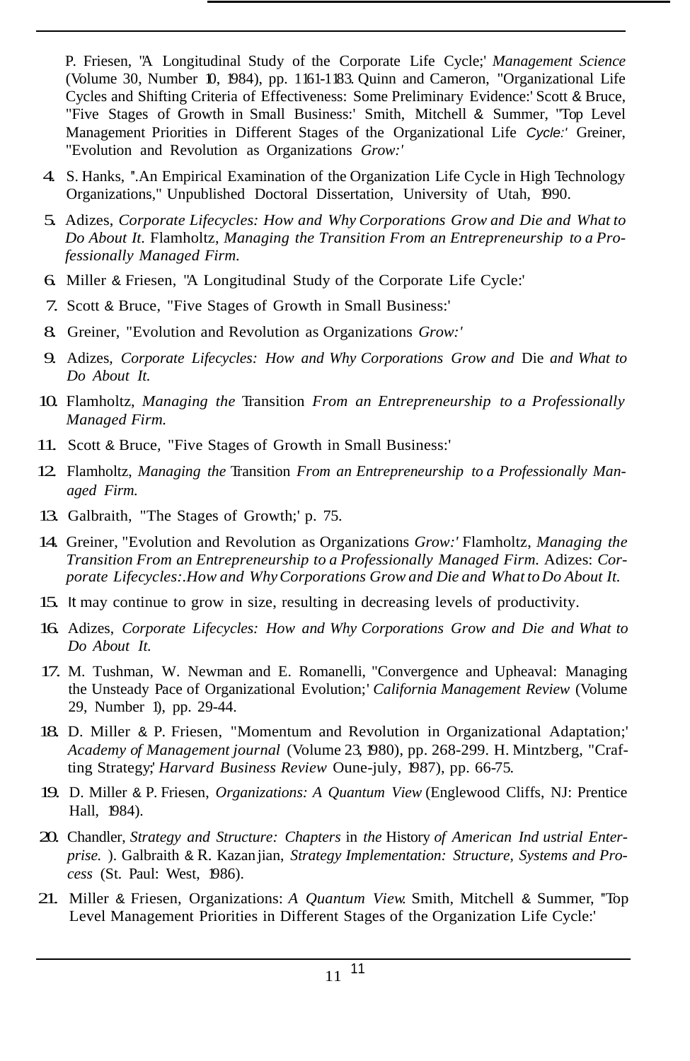P. Friesen, "A Longitudinal Study of the Corporate Life Cycle;' *Management Science* (Volume 30, Number 10, 1984), pp. 1161-1183. Quinn and Cameron, "Organizational Life Cycles and Shifting Criteria of Effectiveness: Some Preliminary Evidence:' Scott & Bruce, "Five Stages of Growth in Small Business:' Smith, Mitchell & Summer, "Top Level Management Priorities in Different Stages of the Organizational Life *Cycle:'* Greiner, "Evolution and Revolution as Organizations *Grow:'*

4. S. Hanks, ".An Empirical Examination of the Organization Life Cycle in High Technology Organizations," Unpublished Doctoral Dissertation, University of Utah, 1990.
5. Adizes, *Corporate Lifecycles: How and Why Corporations Grow and Die and What to Do About It.* Flamholtz, *Managing the Transition From an Entrepreneurship to a Professionally Managed Firm.*
6. Miller & Friesen, "A Longitudinal Study of the Corporate Life Cycle:'
7. Scott & Bruce, "Five Stages of Growth in Small Business:'
8. Greiner, "Evolution and Revolution as Organizations *Grow:'*
9. Adizes, *Corporate Lifecycles: How and Why Corporations Grow and* Die *and What to Do About It.*
10. Flamholtz, *Managing the* Transition *From an Entrepreneurship to a Professionally Managed Firm.*
11. Scott & Bruce, "Five Stages of Growth in Small Business:'
12. Flamholtz, *Managing the* Transition *From an Entrepreneurship to a Professionally Managed Firm.*
13. Galbraith, "The Stages of Growth;' p. 75.
14. Greiner, "Evolution and Revolution as Organizations *Grow:'* Flamholtz, *Managing the Transition From an Entrepreneurship to a Professionally Managed Firm.* Adizes: *Corporate Lifecycles:.How and Why Corporations Grow and Die and What to Do About It.*
15. It may continue to grow in size, resulting in decreasing levels of productivity.
16. Adizes, *Corporate Lifecycles: How and Why Corporations Grow and Die and What to Do About It.*
17. M. Tushman, W. Newman and E. Romanelli, "Convergence and Upheaval: Managing the Unsteady Pace of Organizational Evolution;' *California Management Review* (Volume 29, Number 1), pp. 29-44.
18. D. Miller & P. Friesen, "Momentum and Revolution in Organizational Adaptation;' *Academy of Management journal* (Volume 23, 1980), pp. 268-299. H. Mintzberg, "Crafting Strategy;' *Harvard Business Review* Oune-july, 1987), pp. 66-75.
19. D. Miller & P. Friesen, *Organizations: A Quantum View* (Englewood Cliffs, NJ: Prentice Hall, 1984).
20. Chandler, *Strategy and Structure: Chapters* in *the* History *of American Ind ustrial Enterprise.* ). Galbraith & R. Kazanjian, *Strategy Implementation: Structure, Systems and Process* (St. Paul: West, 1986).
21. Miller & Friesen, Organizations: *A Quantum View.* Smith, Mitchell & Summer, "Top Level Management Priorities in Different Stages of the Organization Life Cycle:'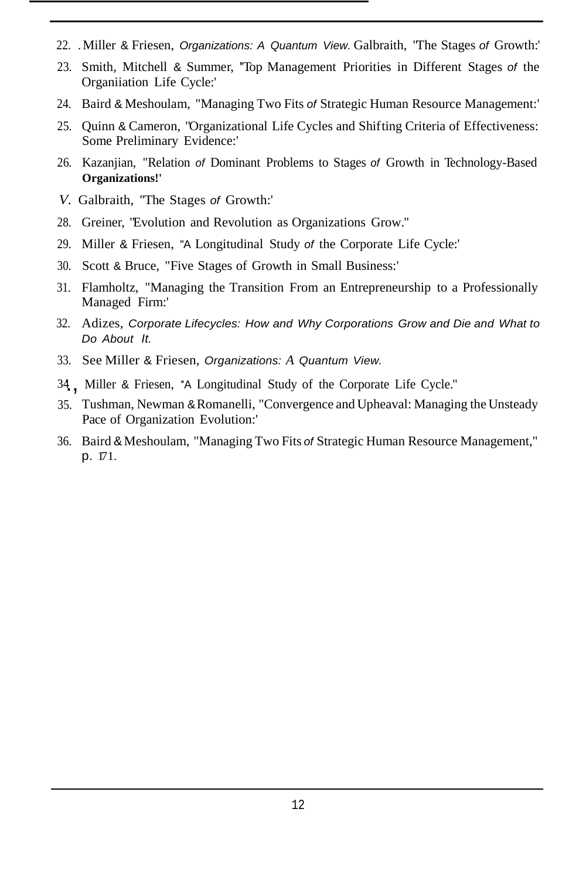22. . Miller & Friesen, *Organizations: A Quantum View.* Galbraith, "The Stages of Growth:'
23. Smith, Mitchell & Summer, "Top Management Priorities in Different Stages of the Organiiation Life Cycle:'
24. Baird & Meshoulam, "Managing Two Fits of Strategic Human Resource Management:'
25. Quinn & Cameron, "Organizational Life Cycles and Shifting Criteria of Effectiveness: Some Preliminary Evidence:'
26. Kazanjian, "Relation of Dominant Problems to Stages of Growth in Technology-Based **Organizations!'**
V. Galbraith, "The Stages of Growth:'
28. Greiner, "Evolution and Revolution as Organizations Grow."
29. Miller & Friesen, "A Longitudinal Study of the Corporate Life Cycle:'
30. Scott & Bruce, "Five Stages of Growth in Small Business:'
31. Flamholtz, "Managing the Transition From an Entrepreneurship to a Professionally Managed Firm:'
32. Adizes, *Corporate Lifecycles: How and Why Corporations Grow and Die and What to Do About It.*
33. See Miller & Friesen, *Organizations: A Quantum View.*
34. , Miller & Friesen, "A Longitudinal Study of the Corporate Life Cycle."
35. Tushman, Newman & Romanelli, "Convergence and Upheaval: Managing the Unsteady Pace of Organization Evolution:'
36. Baird & Meshoulam, "Managing Two Fits of Strategic Human Resource Management," p. 171.